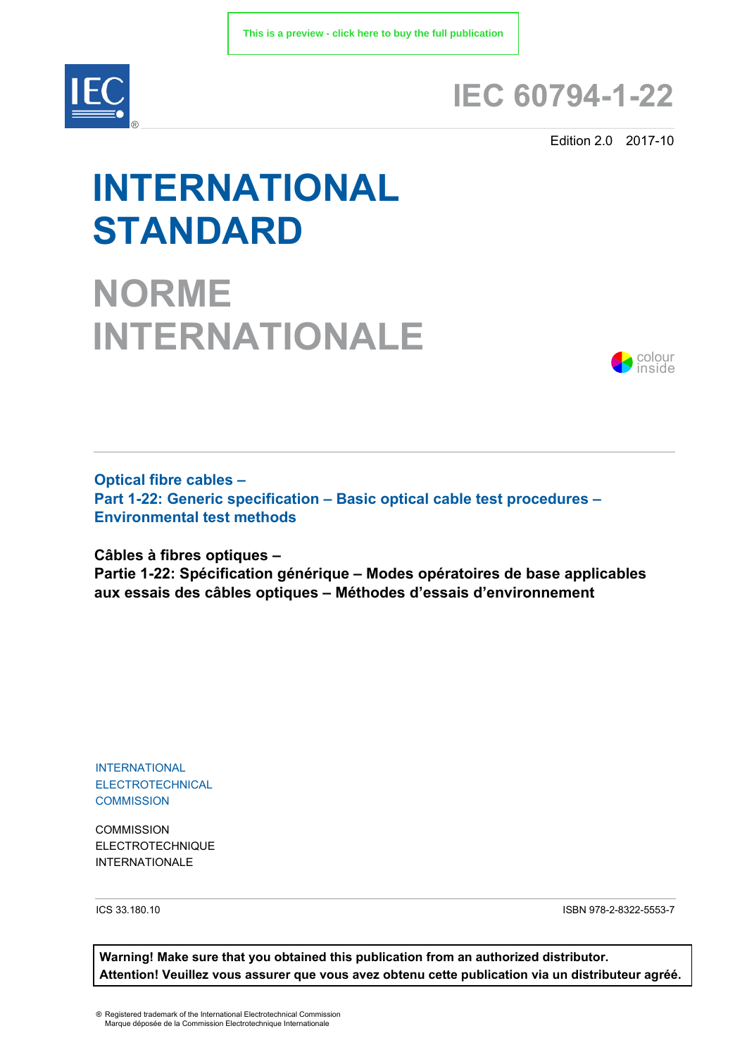This is a preview - click here to buy the full publication

# IEC 60794-1-22

Edition 2.0 2017-10

# INTERNATIONAL STANDARD

# NORME INTERNATIONALE

colour inside

**Optical fibre cables –**
**Part 1-22: Generic specification – Basic optical cable test procedures –**
**Environmental test methods**

**Câbles à fibres optiques –**
**Partie 1-22: Spécification générique – Modes opératoires de base applicables aux essais des câbles optiques – Méthodes d'essais d'environnement**

INTERNATIONAL
ELECTROTECHNICAL
COMMISSION

COMMISSION
ELECTROTECHNIQUE
INTERNATIONALE

ICS 33.180.10

ISBN 978-2-8322-5553-7

**Warning! Make sure that you obtained this publication from an authorized distributor.**
**Attention! Veuillez vous assurer que vous avez obtenu cette publication via un distributeur agréé.**

® Registered trademark of the International Electrotechnical Commission
Marque déposée de la Commission Electrotechnique Internationale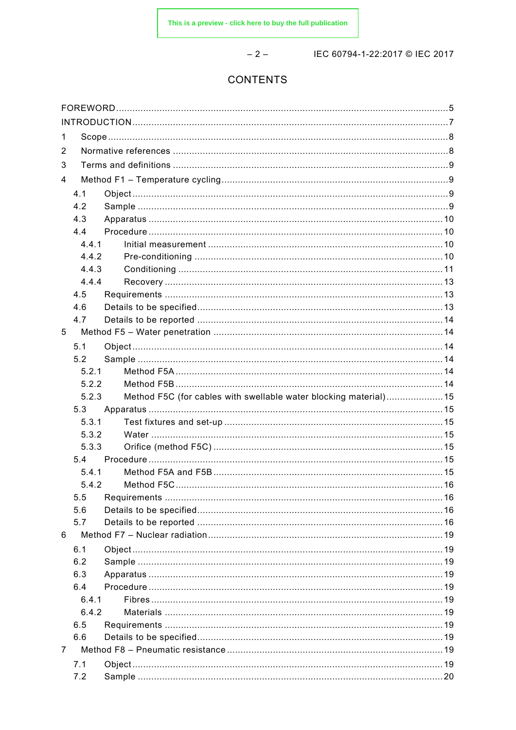# CONTENTS

FOREWORD .......... 5
INTRODUCTION .......... 7
1 Scope .......... 8
2 Normative references .......... 8
3 Terms and definitions .......... 9
4 Method F1 – Temperature cycling .......... 9
  4.1 Object .......... 9
  4.2 Sample .......... 9
  4.3 Apparatus .......... 10
  4.4 Procedure .......... 10
    4.4.1 Initial measurement .......... 10
    4.4.2 Pre-conditioning .......... 10
    4.4.3 Conditioning .......... 11
    4.4.4 Recovery .......... 13
  4.5 Requirements .......... 13
  4.6 Details to be specified .......... 13
  4.7 Details to be reported .......... 14
5 Method F5 – Water penetration .......... 14
  5.1 Object .......... 14
  5.2 Sample .......... 14
    5.2.1 Method F5A .......... 14
    5.2.2 Method F5B .......... 14
    5.2.3 Method F5C (for cables with swellable water blocking material) .......... 15
  5.3 Apparatus .......... 15
    5.3.1 Test fixtures and set-up .......... 15
    5.3.2 Water .......... 15
    5.3.3 Orifice (method F5C) .......... 15
  5.4 Procedure .......... 15
    5.4.1 Method F5A and F5B .......... 15
    5.4.2 Method F5C .......... 16
  5.5 Requirements .......... 16
  5.6 Details to be specified .......... 16
  5.7 Details to be reported .......... 16
6 Method F7 – Nuclear radiation .......... 19
  6.1 Object .......... 19
  6.2 Sample .......... 19
  6.3 Apparatus .......... 19
  6.4 Procedure .......... 19
    6.4.1 Fibres .......... 19
    6.4.2 Materials .......... 19
  6.5 Requirements .......... 19
  6.6 Details to be specified .......... 19
7 Method F8 – Pneumatic resistance .......... 19
  7.1 Object .......... 19
  7.2 Sample .......... 20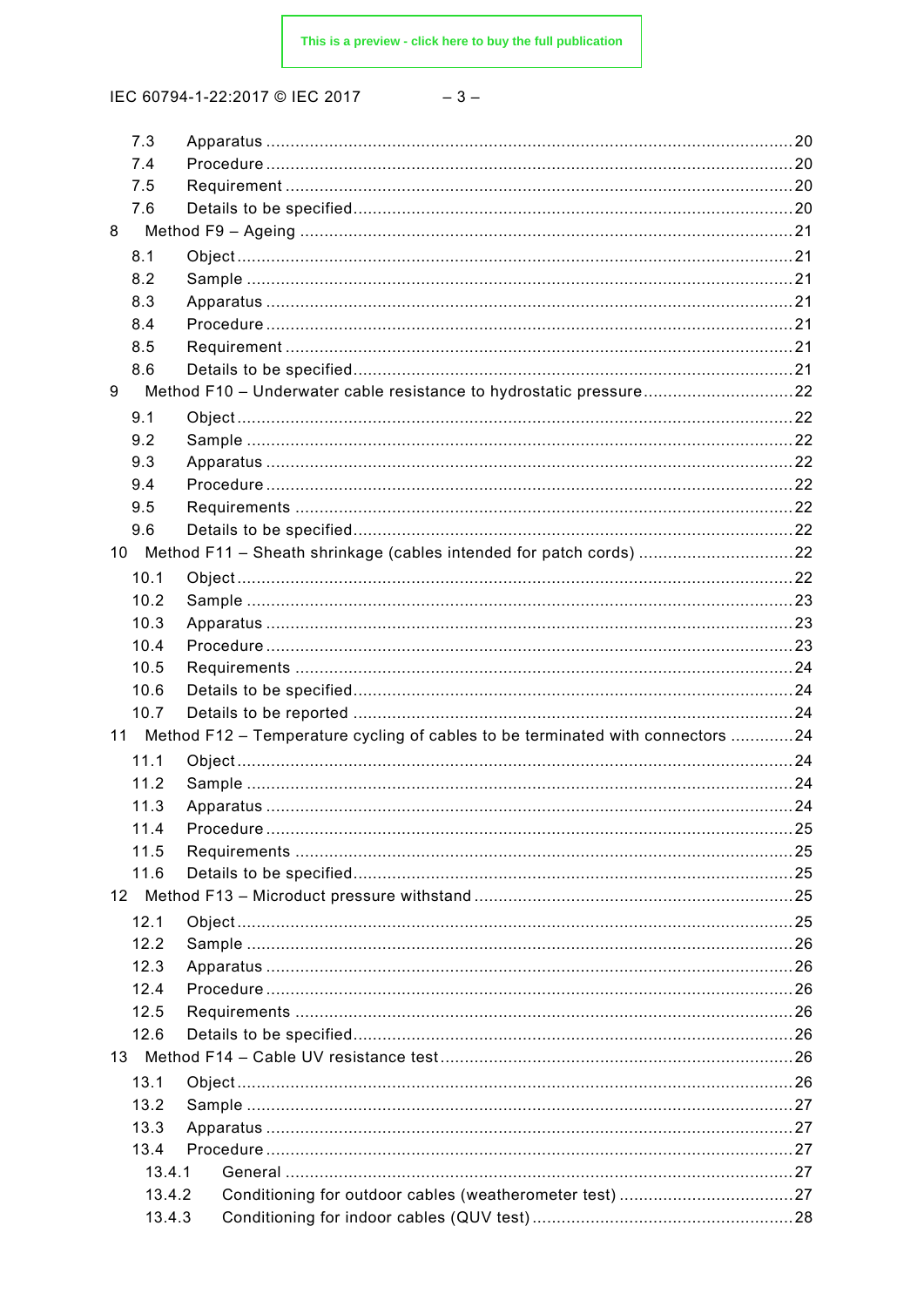7.3 Apparatus ........................................................................................................ 20
7.4 Procedure ........................................................................................................ 20
7.5 Requirement ..................................................................................................... 20
7.6 Details to be specified ...................................................................................... 20

8 Method F9 – Ageing ................................................................................................ 21
8.1 Object ............................................................................................................... 21
8.2 Sample ............................................................................................................. 21
8.3 Apparatus ........................................................................................................ 21
8.4 Procedure ........................................................................................................ 21
8.5 Requirement ..................................................................................................... 21
8.6 Details to be specified ...................................................................................... 21

9 Method F10 – Underwater cable resistance to hydrostatic pressure ............................. 22
9.1 Object ............................................................................................................... 22
9.2 Sample ............................................................................................................. 22
9.3 Apparatus ........................................................................................................ 22
9.4 Procedure ........................................................................................................ 22
9.5 Requirements ................................................................................................... 22
9.6 Details to be specified ...................................................................................... 22

10 Method F11 – Sheath shrinkage (cables intended for patch cords) ............................... 22
10.1 Object ............................................................................................................. 22
10.2 Sample ........................................................................................................... 23
10.3 Apparatus ....................................................................................................... 23
10.4 Procedure ....................................................................................................... 23
10.5 Requirements .................................................................................................. 24
10.6 Details to be specified ..................................................................................... 24
10.7 Details to be reported ...................................................................................... 24

11 Method F12 – Temperature cycling of cables to be terminated with connectors ............ 24
11.1 Object ............................................................................................................. 24
11.2 Sample ........................................................................................................... 24
11.3 Apparatus ....................................................................................................... 24
11.4 Procedure ....................................................................................................... 25
11.5 Requirements .................................................................................................. 25
11.6 Details to be specified ..................................................................................... 25

12 Method F13 – Microduct pressure withstand ................................................................ 25
12.1 Object ............................................................................................................. 25
12.2 Sample ........................................................................................................... 26
12.3 Apparatus ....................................................................................................... 26
12.4 Procedure ....................................................................................................... 26
12.5 Requirements .................................................................................................. 26
12.6 Details to be specified ..................................................................................... 26

13 Method F14 – Cable UV resistance test ....................................................................... 26
13.1 Object ............................................................................................................. 26
13.2 Sample ........................................................................................................... 27
13.3 Apparatus ....................................................................................................... 27
13.4 Procedure ....................................................................................................... 27
13.4.1 General ...................................................................................................... 27
13.4.2 Conditioning for outdoor cables (weatherometer test) .................................... 27
13.4.3 Conditioning for indoor cables (QUV test) ...................................................... 28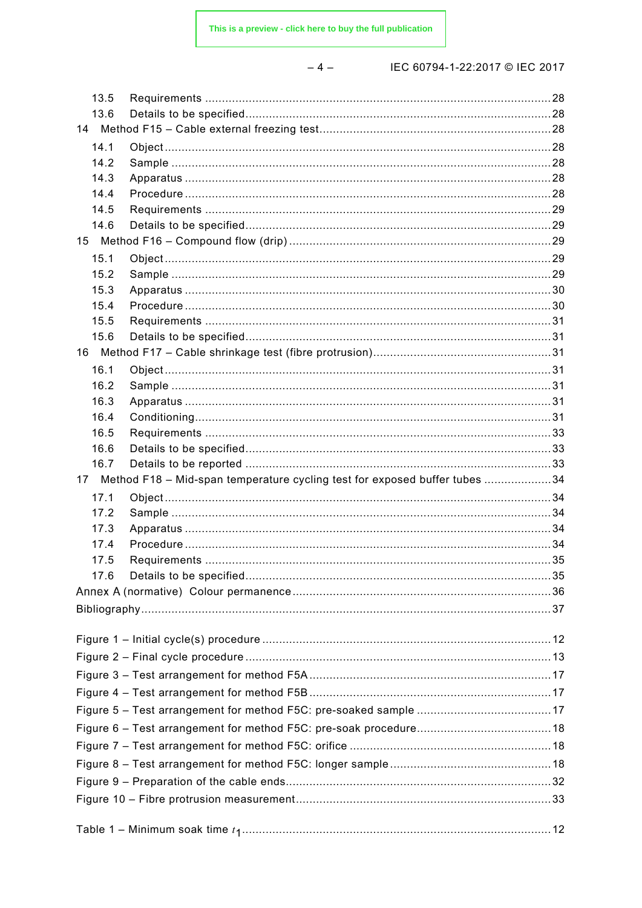13.5 Requirements ........................................................................................................ 28
13.6 Details to be specified ........................................................................................... 28
14 Method F15 – Cable external freezing test ..................................................................... 28
14.1 Object ................................................................................................................... 28
14.2 Sample .................................................................................................................. 28
14.3 Apparatus .............................................................................................................. 28
14.4 Procedure .............................................................................................................. 28
14.5 Requirements ........................................................................................................ 29
14.6 Details to be specified ........................................................................................... 29
15 Method F16 – Compound flow (drip) .............................................................................. 29
15.1 Object ................................................................................................................... 29
15.2 Sample .................................................................................................................. 29
15.3 Apparatus .............................................................................................................. 30
15.4 Procedure .............................................................................................................. 30
15.5 Requirements ........................................................................................................ 31
15.6 Details to be specified ........................................................................................... 31
16 Method F17 – Cable shrinkage test (fibre protrusion) ..................................................... 31
16.1 Object ................................................................................................................... 31
16.2 Sample .................................................................................................................. 31
16.3 Apparatus .............................................................................................................. 31
16.4 Conditioning .......................................................................................................... 31
16.5 Requirements ........................................................................................................ 33
16.6 Details to be specified ........................................................................................... 33
16.7 Details to be reported ............................................................................................ 33
17 Method F18 – Mid-span temperature cycling test for exposed buffer tubes .................... 34
17.1 Object ................................................................................................................... 34
17.2 Sample .................................................................................................................. 34
17.3 Apparatus .............................................................................................................. 34
17.4 Procedure .............................................................................................................. 34
17.5 Requirements ........................................................................................................ 35
17.6 Details to be specified ........................................................................................... 35
Annex A (normative) Colour permanence ........................................................................... 36
Bibliography ......................................................................................................................... 37

Figure 1 – Initial cycle(s) procedure ..................................................................................... 12
Figure 2 – Final cycle procedure .......................................................................................... 13
Figure 3 – Test arrangement for method F5A ....................................................................... 17
Figure 4 – Test arrangement for method F5B ....................................................................... 17
Figure 5 – Test arrangement for method F5C: pre-soaked sample ........................................ 17
Figure 6 – Test arrangement for method F5C: pre-soak procedure ........................................ 18
Figure 7 – Test arrangement for method F5C: orifice ........................................................... 18
Figure 8 – Test arrangement for method F5C: longer sample ............................................... 18
Figure 9 – Preparation of the cable ends ............................................................................... 32
Figure 10 – Fibre protrusion measurement ........................................................................... 33

Table 1 – Minimum soak time $t_1$ .......................................................................................... 12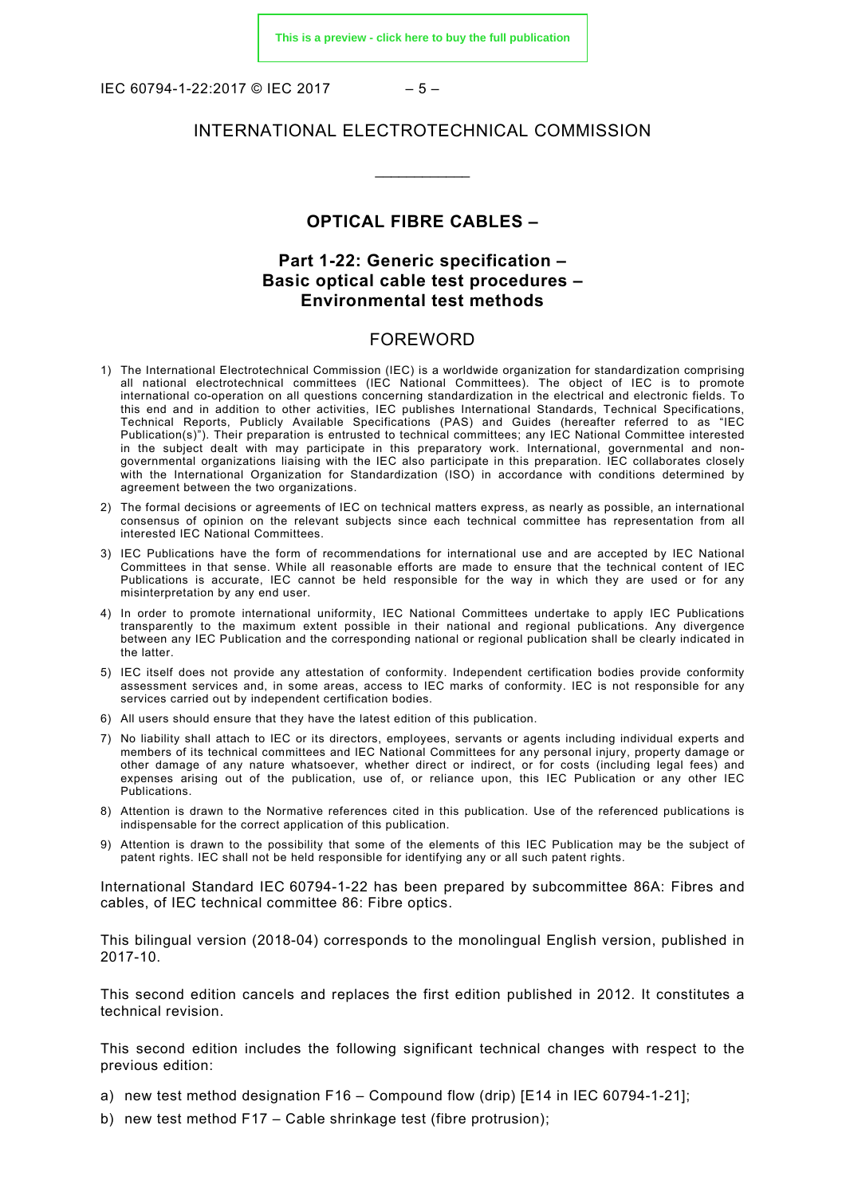INTERNATIONAL ELECTROTECHNICAL COMMISSION

\_\_\_\_\_\_\_\_\_\_\_\_

# OPTICAL FIBRE CABLES –

## Part 1-22: Generic specification – Basic optical cable test procedures – Environmental test methods

## FOREWORD

1) The International Electrotechnical Commission (IEC) is a worldwide organization for standardization comprising all national electrotechnical committees (IEC National Committees). The object of IEC is to promote international co-operation on all questions concerning standardization in the electrical and electronic fields. To this end and in addition to other activities, IEC publishes International Standards, Technical Specifications, Technical Reports, Publicly Available Specifications (PAS) and Guides (hereafter referred to as "IEC Publication(s)"). Their preparation is entrusted to technical committees; any IEC National Committee interested in the subject dealt with may participate in this preparatory work. International, governmental and non-governmental organizations liaising with the IEC also participate in this preparation. IEC collaborates closely with the International Organization for Standardization (ISO) in accordance with conditions determined by agreement between the two organizations.
2) The formal decisions or agreements of IEC on technical matters express, as nearly as possible, an international consensus of opinion on the relevant subjects since each technical committee has representation from all interested IEC National Committees.
3) IEC Publications have the form of recommendations for international use and are accepted by IEC National Committees in that sense. While all reasonable efforts are made to ensure that the technical content of IEC Publications is accurate, IEC cannot be held responsible for the way in which they are used or for any misinterpretation by any end user.
4) In order to promote international uniformity, IEC National Committees undertake to apply IEC Publications transparently to the maximum extent possible in their national and regional publications. Any divergence between any IEC Publication and the corresponding national or regional publication shall be clearly indicated in the latter.
5) IEC itself does not provide any attestation of conformity. Independent certification bodies provide conformity assessment services and, in some areas, access to IEC marks of conformity. IEC is not responsible for any services carried out by independent certification bodies.
6) All users should ensure that they have the latest edition of this publication.
7) No liability shall attach to IEC or its directors, employees, servants or agents including individual experts and members of its technical committees and IEC National Committees for any personal injury, property damage or other damage of any nature whatsoever, whether direct or indirect, or for costs (including legal fees) and expenses arising out of the publication, use of, or reliance upon, this IEC Publication or any other IEC Publications.
8) Attention is drawn to the Normative references cited in this publication. Use of the referenced publications is indispensable for the correct application of this publication.
9) Attention is drawn to the possibility that some of the elements of this IEC Publication may be the subject of patent rights. IEC shall not be held responsible for identifying any or all such patent rights.

International Standard IEC 60794-1-22 has been prepared by subcommittee 86A: Fibres and cables, of IEC technical committee 86: Fibre optics.

This bilingual version (2018-04) corresponds to the monolingual English version, published in 2017-10.

This second edition cancels and replaces the first edition published in 2012. It constitutes a technical revision.

This second edition includes the following significant technical changes with respect to the previous edition:

a) new test method designation F16 – Compound flow (drip) [E14 in IEC 60794-1-21];
b) new test method F17 – Cable shrinkage test (fibre protrusion);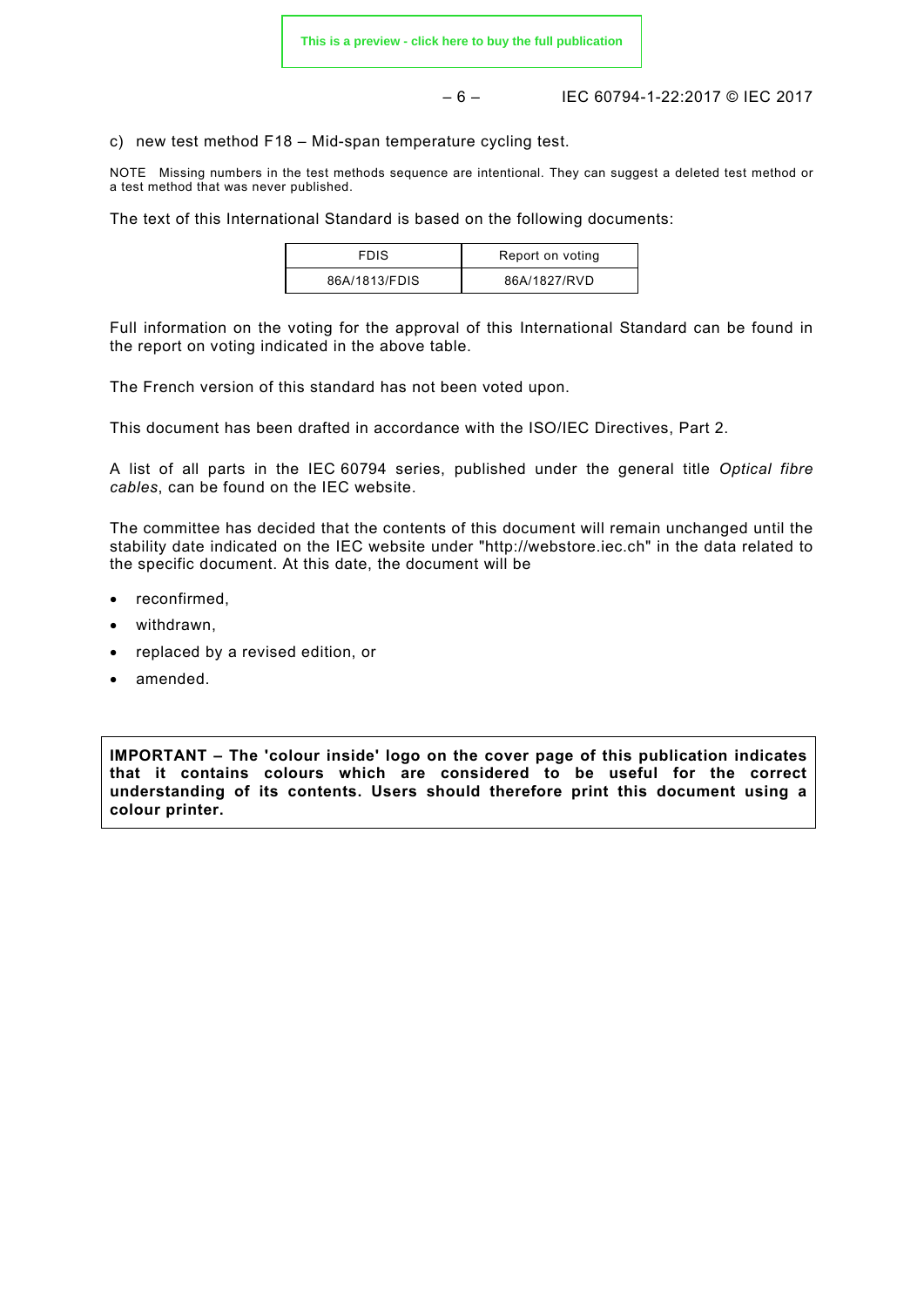c) new test method F18 – Mid-span temperature cycling test.

NOTE Missing numbers in the test methods sequence are intentional. They can suggest a deleted test method or a test method that was never published.

The text of this International Standard is based on the following documents:

| FDIS | Report on voting |
|---|---|
| 86A/1813/FDIS | 86A/1827/RVD |

Full information on the voting for the approval of this International Standard can be found in the report on voting indicated in the above table.

The French version of this standard has not been voted upon.

This document has been drafted in accordance with the ISO/IEC Directives, Part 2.

A list of all parts in the IEC 60794 series, published under the general title *Optical fibre cables*, can be found on the IEC website.

The committee has decided that the contents of this document will remain unchanged until the stability date indicated on the IEC website under "http://webstore.iec.ch" in the data related to the specific document. At this date, the document will be

- reconfirmed,
- withdrawn,
- replaced by a revised edition, or
- amended.

**IMPORTANT – The 'colour inside' logo on the cover page of this publication indicates that it contains colours which are considered to be useful for the correct understanding of its contents. Users should therefore print this document using a colour printer.**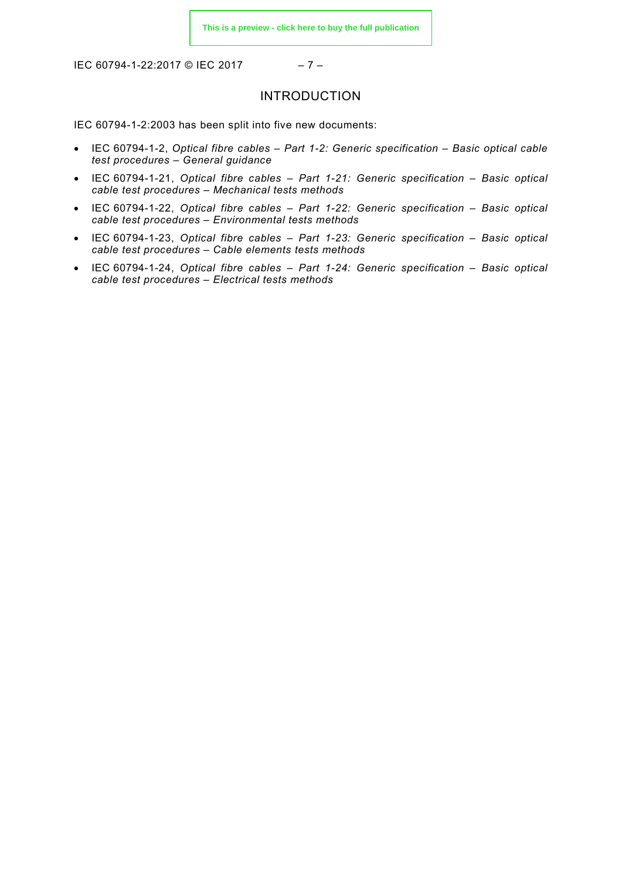# INTRODUCTION

IEC 60794-1-2:2003 has been split into five new documents:

- IEC 60794-1-2, *Optical fibre cables – Part 1-2: Generic specification – Basic optical cable test procedures – General guidance*
- IEC 60794-1-21, *Optical fibre cables – Part 1-21: Generic specification – Basic optical cable test procedures – Mechanical tests methods*
- IEC 60794-1-22, *Optical fibre cables – Part 1-22: Generic specification – Basic optical cable test procedures – Environmental tests methods*
- IEC 60794-1-23, *Optical fibre cables – Part 1-23: Generic specification – Basic optical cable test procedures – Cable elements tests methods*
- IEC 60794-1-24, *Optical fibre cables – Part 1-24: Generic specification – Basic optical cable test procedures – Electrical tests methods*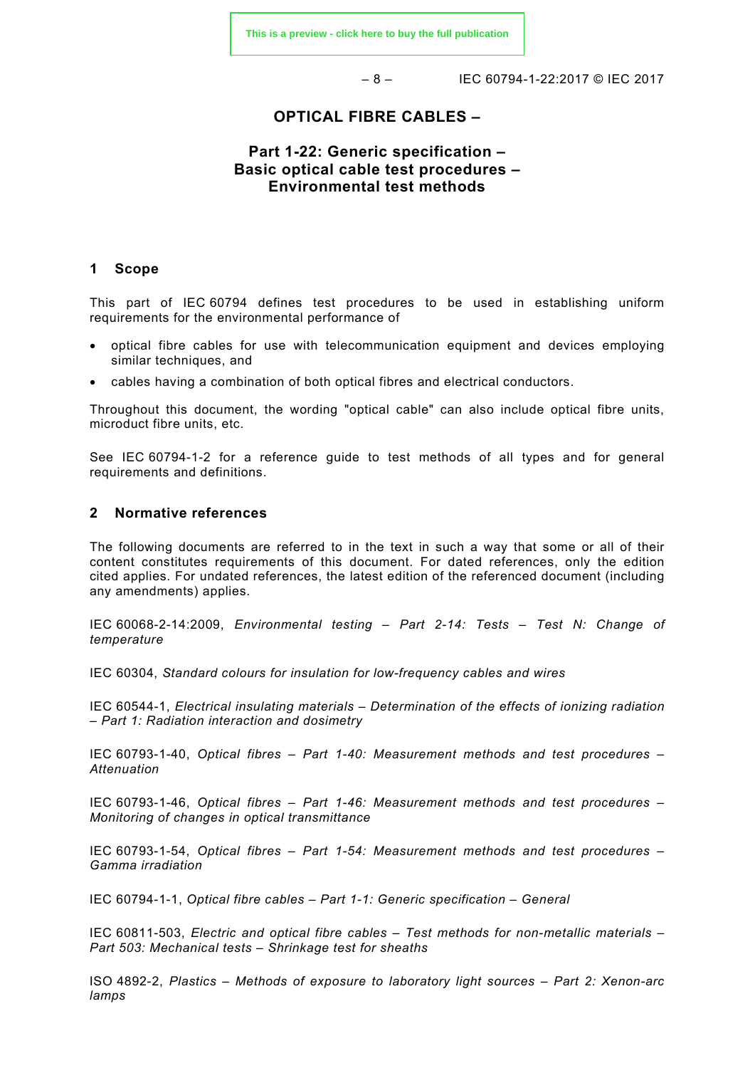# OPTICAL FIBRE CABLES –

## Part 1-22: Generic specification – Basic optical cable test procedures – Environmental test methods

## 1 Scope

This part of IEC 60794 defines test procedures to be used in establishing uniform requirements for the environmental performance of

- optical fibre cables for use with telecommunication equipment and devices employing similar techniques, and
- cables having a combination of both optical fibres and electrical conductors.

Throughout this document, the wording "optical cable" can also include optical fibre units, microduct fibre units, etc.

See IEC 60794-1-2 for a reference guide to test methods of all types and for general requirements and definitions.

## 2 Normative references

The following documents are referred to in the text in such a way that some or all of their content constitutes requirements of this document. For dated references, only the edition cited applies. For undated references, the latest edition of the referenced document (including any amendments) applies.

IEC 60068-2-14:2009, *Environmental testing – Part 2-14: Tests – Test N: Change of temperature*

IEC 60304, *Standard colours for insulation for low-frequency cables and wires*

IEC 60544-1, *Electrical insulating materials – Determination of the effects of ionizing radiation – Part 1: Radiation interaction and dosimetry*

IEC 60793-1-40, *Optical fibres – Part 1-40: Measurement methods and test procedures – Attenuation*

IEC 60793-1-46, *Optical fibres – Part 1-46: Measurement methods and test procedures – Monitoring of changes in optical transmittance*

IEC 60793-1-54, *Optical fibres – Part 1-54: Measurement methods and test procedures – Gamma irradiation*

IEC 60794-1-1, *Optical fibre cables – Part 1-1: Generic specification – General*

IEC 60811-503, *Electric and optical fibre cables – Test methods for non-metallic materials – Part 503: Mechanical tests – Shrinkage test for sheaths*

ISO 4892-2, *Plastics – Methods of exposure to laboratory light sources – Part 2: Xenon-arc lamps*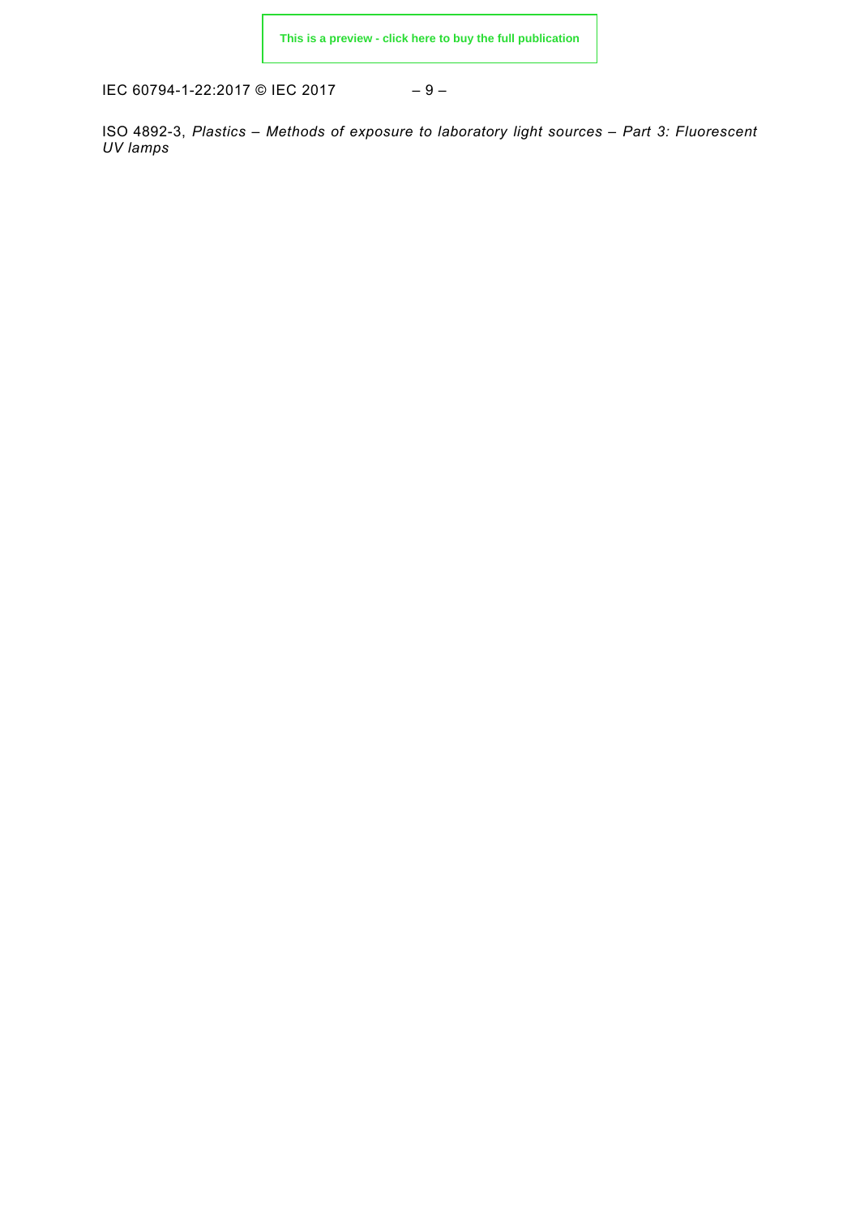ISO 4892-3, *Plastics – Methods of exposure to laboratory light sources – Part 3: Fluorescent UV lamps*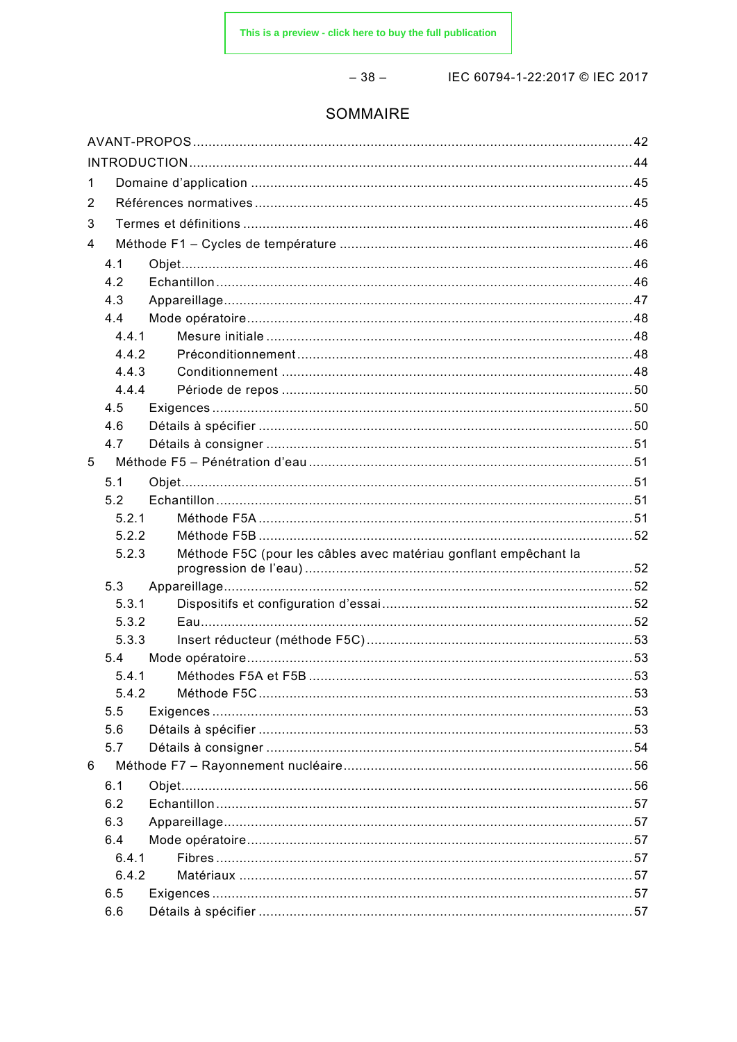# SOMMAIRE

AVANT-PROPOS ... 42
INTRODUCTION ... 44
1 Domaine d'application ... 45
2 Références normatives ... 45
3 Termes et définitions ... 46
4 Méthode F1 – Cycles de température ... 46
 4.1 Objet ... 46
 4.2 Echantillon ... 46
 4.3 Appareillage ... 47
 4.4 Mode opératoire ... 48
  4.4.1 Mesure initiale ... 48
  4.4.2 Préconditionnement ... 48
  4.4.3 Conditionnement ... 48
  4.4.4 Période de repos ... 50
 4.5 Exigences ... 50
 4.6 Détails à spécifier ... 50
 4.7 Détails à consigner ... 51
5 Méthode F5 – Pénétration d'eau ... 51
 5.1 Objet ... 51
 5.2 Echantillon ... 51
  5.2.1 Méthode F5A ... 51
  5.2.2 Méthode F5B ... 52
  5.2.3 Méthode F5C (pour les câbles avec matériau gonflant empêchant la progression de l'eau) ... 52
 5.3 Appareillage ... 52
  5.3.1 Dispositifs et configuration d'essai ... 52
  5.3.2 Eau ... 52
  5.3.3 Insert réducteur (méthode F5C) ... 53
 5.4 Mode opératoire ... 53
  5.4.1 Méthodes F5A et F5B ... 53
  5.4.2 Méthode F5C ... 53
 5.5 Exigences ... 53
 5.6 Détails à spécifier ... 53
 5.7 Détails à consigner ... 54
6 Méthode F7 – Rayonnement nucléaire ... 56
 6.1 Objet ... 56
 6.2 Echantillon ... 57
 6.3 Appareillage ... 57
 6.4 Mode opératoire ... 57
  6.4.1 Fibres ... 57
  6.4.2 Matériaux ... 57
 6.5 Exigences ... 57
 6.6 Détails à spécifier ... 57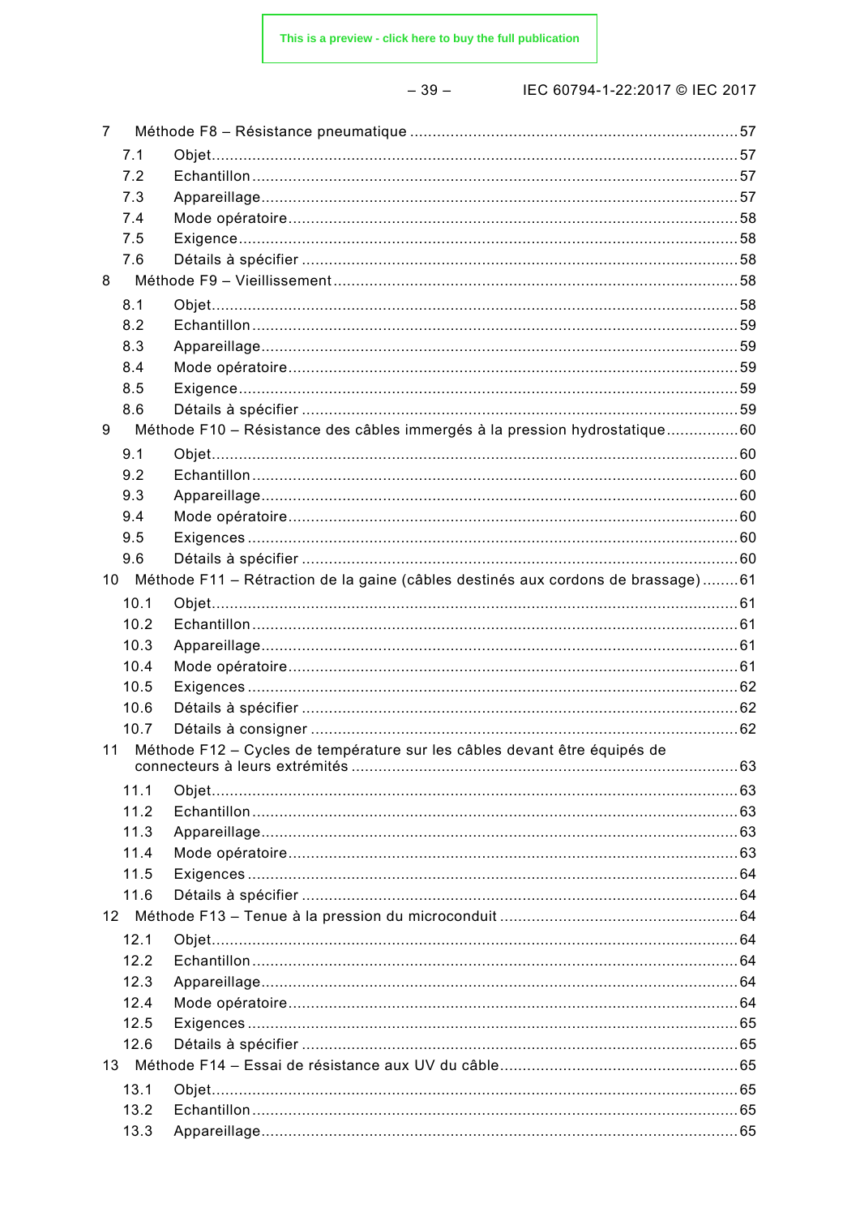7 Méthode F8 – Résistance pneumatique ........................................................................ 57
  7.1 Objet ................................................................................................................. 57
  7.2 Echantillon ......................................................................................................... 57
  7.3 Appareillage ....................................................................................................... 57
  7.4 Mode opératoire .................................................................................................. 58
  7.5 Exigence ............................................................................................................ 58
  7.6 Détails à spécifier ............................................................................................... 58
8 Méthode F9 – Vieillissement ........................................................................................ 58
  8.1 Objet ................................................................................................................. 58
  8.2 Echantillon ......................................................................................................... 59
  8.3 Appareillage ....................................................................................................... 59
  8.4 Mode opératoire .................................................................................................. 59
  8.5 Exigence ............................................................................................................ 59
  8.6 Détails à spécifier ............................................................................................... 59
9 Méthode F10 – Résistance des câbles immergés à la pression hydrostatique ................ 60
  9.1 Objet ................................................................................................................. 60
  9.2 Echantillon ......................................................................................................... 60
  9.3 Appareillage ....................................................................................................... 60
  9.4 Mode opératoire .................................................................................................. 60
  9.5 Exigences .......................................................................................................... 60
  9.6 Détails à spécifier ............................................................................................... 60
10 Méthode F11 – Rétraction de la gaine (câbles destinés aux cordons de brassage) ........ 61
  10.1 Objet ................................................................................................................. 61
  10.2 Echantillon ......................................................................................................... 61
  10.3 Appareillage ....................................................................................................... 61
  10.4 Mode opératoire .................................................................................................. 61
  10.5 Exigences .......................................................................................................... 62
  10.6 Détails à spécifier ............................................................................................... 62
  10.7 Détails à consigner .............................................................................................. 62
11 Méthode F12 – Cycles de température sur les câbles devant être équipés de connecteurs à leurs extrémités ..................................................................................... 63
  11.1 Objet ................................................................................................................. 63
  11.2 Echantillon ......................................................................................................... 63
  11.3 Appareillage ....................................................................................................... 63
  11.4 Mode opératoire .................................................................................................. 63
  11.5 Exigences .......................................................................................................... 64
  11.6 Détails à spécifier ............................................................................................... 64
12 Méthode F13 – Tenue à la pression du microconduit .................................................... 64
  12.1 Objet ................................................................................................................. 64
  12.2 Echantillon ......................................................................................................... 64
  12.3 Appareillage ....................................................................................................... 64
  12.4 Mode opératoire .................................................................................................. 64
  12.5 Exigences .......................................................................................................... 65
  12.6 Détails à spécifier ............................................................................................... 65
13 Méthode F14 – Essai de résistance aux UV du câble .................................................... 65
  13.1 Objet ................................................................................................................. 65
  13.2 Echantillon ......................................................................................................... 65
  13.3 Appareillage ....................................................................................................... 65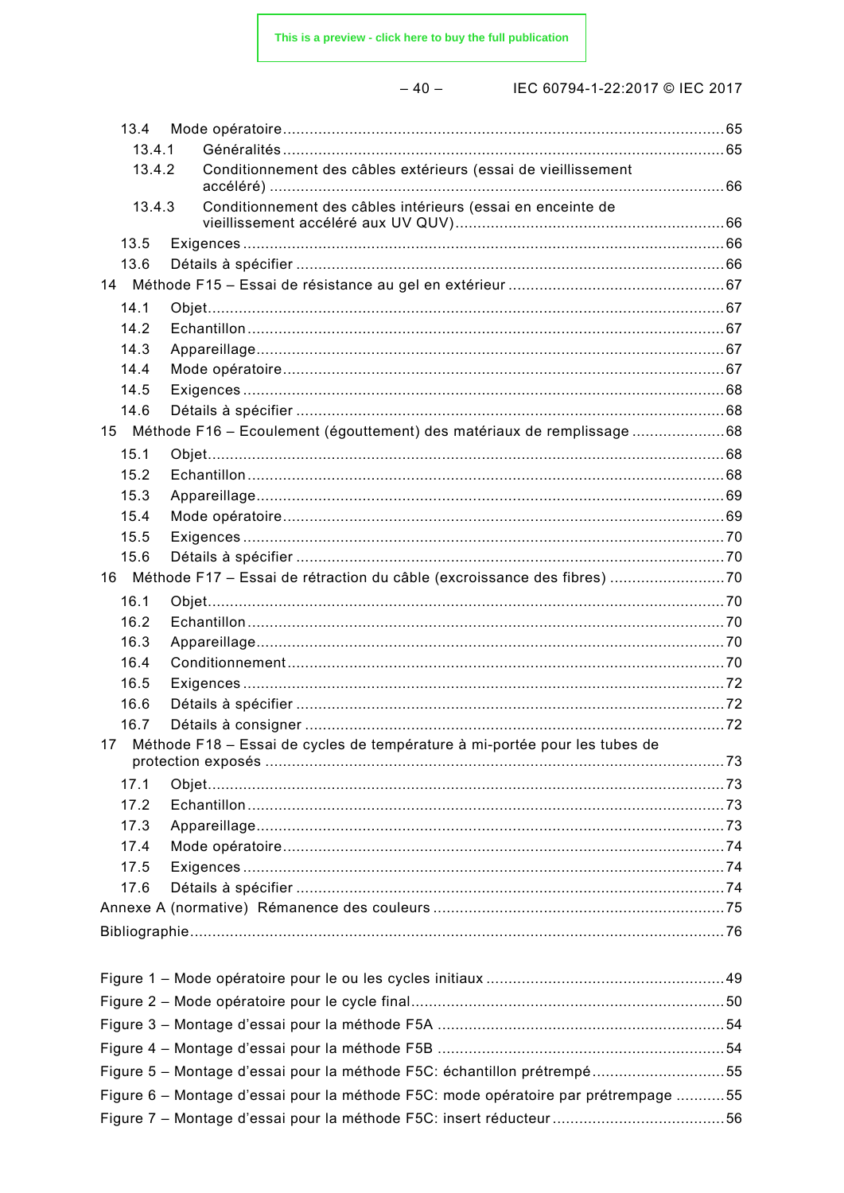13.4 Mode opératoire ....................................................................................................65
13.4.1 Généralités ...................................................................................................65
13.4.2 Conditionnement des câbles extérieurs (essai de vieillissement accéléré) .......................................................................................................66
13.4.3 Conditionnement des câbles intérieurs (essai en enceinte de vieillissement accéléré aux UV QUV) ..........................................................66
13.5 Exigences ..................................................................................................................66
13.6 Détails à spécifier .......................................................................................................66

14 Méthode F15 – Essai de résistance au gel en extérieur ................................................67
14.1 Objet ..........................................................................................................................67
14.2 Echantillon .................................................................................................................67
14.3 Appareillage ...............................................................................................................67
14.4 Mode opératoire .........................................................................................................67
14.5 Exigences ..................................................................................................................68
14.6 Détails à spécifier .......................................................................................................68

15 Méthode F16 – Ecoulement (égouttement) des matériaux de remplissage .....................68
15.1 Objet ..........................................................................................................................68
15.2 Echantillon .................................................................................................................68
15.3 Appareillage ...............................................................................................................69
15.4 Mode opératoire .........................................................................................................69
15.5 Exigences ..................................................................................................................70
15.6 Détails à spécifier .......................................................................................................70

16 Méthode F17 – Essai de rétraction du câble (excroissance des fibres) ..........................70
16.1 Objet ..........................................................................................................................70
16.2 Echantillon .................................................................................................................70
16.3 Appareillage ...............................................................................................................70
16.4 Conditionnement ........................................................................................................70
16.5 Exigences ..................................................................................................................72
16.6 Détails à spécifier .......................................................................................................72
16.7 Détails à consigner .....................................................................................................72

17 Méthode F18 – Essai de cycles de température à mi-portée pour les tubes de protection exposés .......................................................................................................73
17.1 Objet ..........................................................................................................................73
17.2 Echantillon .................................................................................................................73
17.3 Appareillage ...............................................................................................................73
17.4 Mode opératoire .........................................................................................................74
17.5 Exigences ..................................................................................................................74
17.6 Détails à spécifier .......................................................................................................74

Annexe A (normative) Rémanence des couleurs ...............................................................75

Bibliographie .......................................................................................................................76

Figure 1 – Mode opératoire pour le ou les cycles initiaux .....................................................49
Figure 2 – Mode opératoire pour le cycle final ......................................................................50
Figure 3 – Montage d'essai pour la méthode F5A ................................................................54
Figure 4 – Montage d'essai pour la méthode F5B ................................................................54
Figure 5 – Montage d'essai pour la méthode F5C: échantillon prétrempé .............................55
Figure 6 – Montage d'essai pour la méthode F5C: mode opératoire par prétrempage ...........55
Figure 7 – Montage d'essai pour la méthode F5C: insert réducteur ......................................56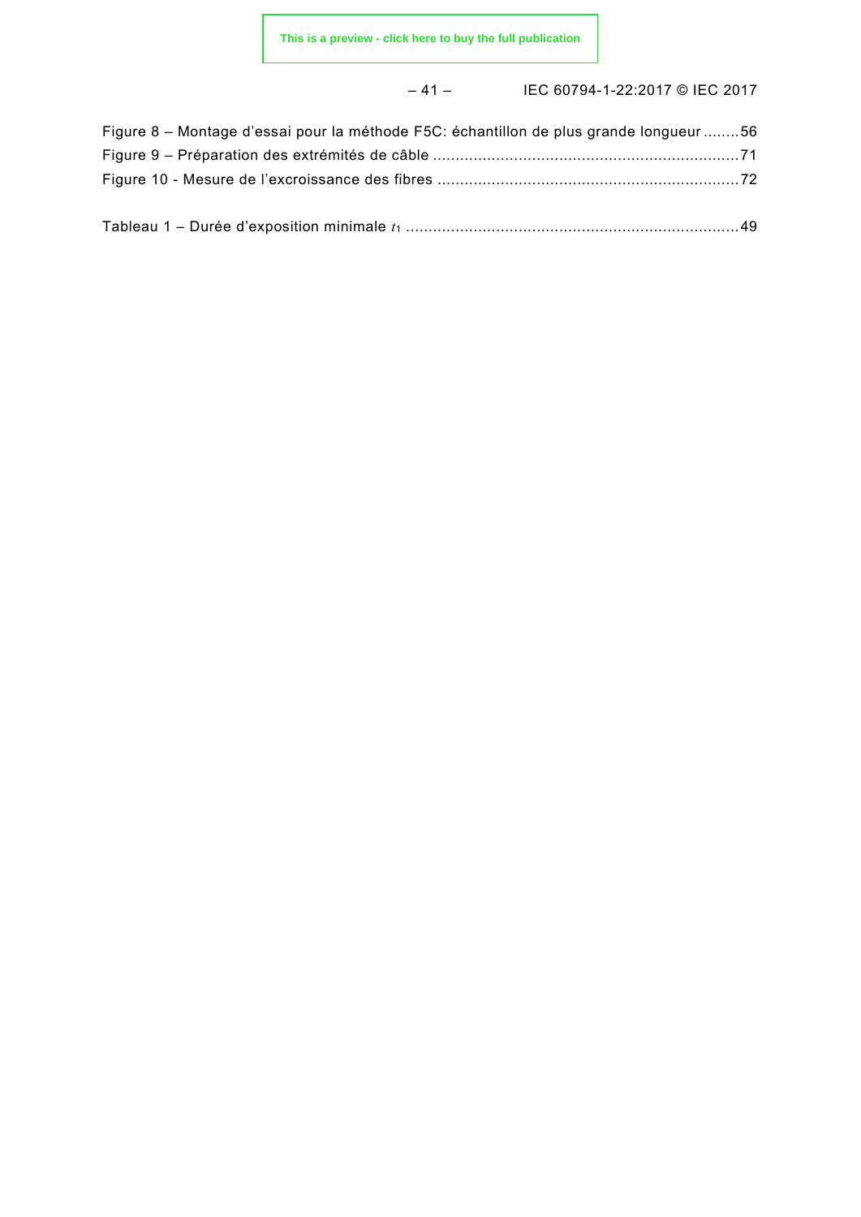Figure 8 – Montage d'essai pour la méthode F5C: échantillon de plus grande longueur ........56
Figure 9 – Préparation des extrémités de câble ....................................................................71
Figure 10 - Mesure de l'excroissance des fibres ...................................................................72

Tableau 1 – Durée d'exposition minimale $t_1$ ..........................................................................49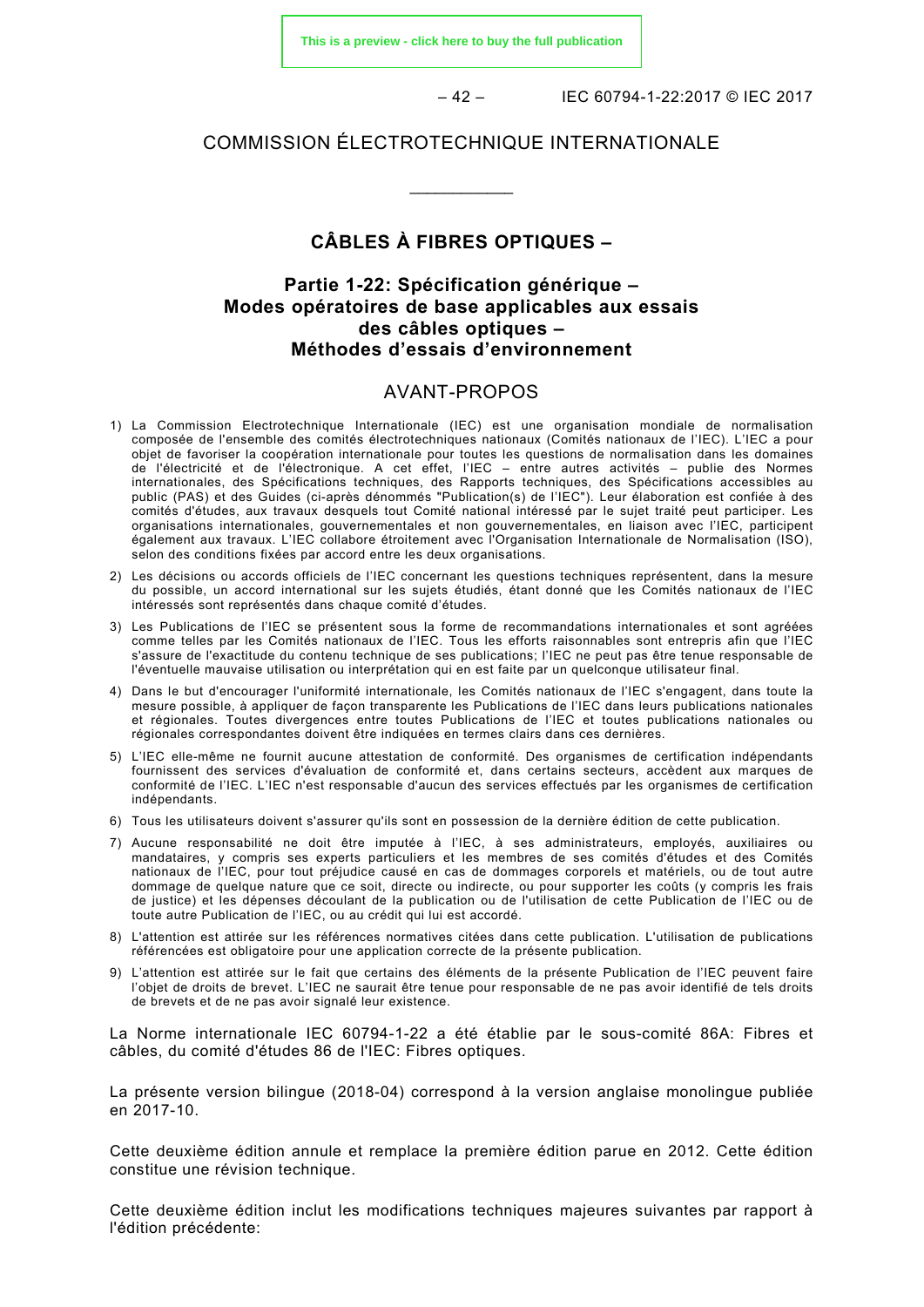# COMMISSION ÉLECTROTECHNIQUE INTERNATIONALE

\_\_\_\_\_\_\_\_\_\_\_\_

## CÂBLES À FIBRES OPTIQUES –

## Partie 1-22: Spécification générique – Modes opératoires de base applicables aux essais des câbles optiques – Méthodes d'essais d'environnement

## AVANT-PROPOS

1) La Commission Electrotechnique Internationale (IEC) est une organisation mondiale de normalisation composée de l'ensemble des comités électrotechniques nationaux (Comités nationaux de l'IEC). L'IEC a pour objet de favoriser la coopération internationale pour toutes les questions de normalisation dans les domaines de l'électricité et de l'électronique. A cet effet, l'IEC – entre autres activités – publie des Normes internationales, des Spécifications techniques, des Rapports techniques, des Spécifications accessibles au public (PAS) et des Guides (ci-après dénommés "Publication(s) de l'IEC"). Leur élaboration est confiée à des comités d'études, aux travaux desquels tout Comité national intéressé par le sujet traité peut participer. Les organisations internationales, gouvernementales et non gouvernementales, en liaison avec l'IEC, participent également aux travaux. L'IEC collabore étroitement avec l'Organisation Internationale de Normalisation (ISO), selon des conditions fixées par accord entre les deux organisations.
2) Les décisions ou accords officiels de l'IEC concernant les questions techniques représentent, dans la mesure du possible, un accord international sur les sujets étudiés, étant donné que les Comités nationaux de l'IEC intéressés sont représentés dans chaque comité d'études.
3) Les Publications de l'IEC se présentent sous la forme de recommandations internationales et sont agréées comme telles par les Comités nationaux de l'IEC. Tous les efforts raisonnables sont entrepris afin que l'IEC s'assure de l'exactitude du contenu technique de ses publications; l'IEC ne peut pas être tenue responsable de l'éventuelle mauvaise utilisation ou interprétation qui en est faite par un quelconque utilisateur final.
4) Dans le but d'encourager l'uniformité internationale, les Comités nationaux de l'IEC s'engagent, dans toute la mesure possible, à appliquer de façon transparente les Publications de l'IEC dans leurs publications nationales et régionales. Toutes divergences entre toutes Publications de l'IEC et toutes publications nationales ou régionales correspondantes doivent être indiquées en termes clairs dans ces dernières.
5) L'IEC elle-même ne fournit aucune attestation de conformité. Des organismes de certification indépendants fournissent des services d'évaluation de conformité et, dans certains secteurs, accèdent aux marques de conformité de l'IEC. L'IEC n'est responsable d'aucun des services effectués par les organismes de certification indépendants.
6) Tous les utilisateurs doivent s'assurer qu'ils sont en possession de la dernière édition de cette publication.
7) Aucune responsabilité ne doit être imputée à l'IEC, à ses administrateurs, employés, auxiliaires ou mandataires, y compris ses experts particuliers et les membres de ses comités d'études et des Comités nationaux de l'IEC, pour tout préjudice causé en cas de dommages corporels et matériels, ou de tout autre dommage de quelque nature que ce soit, directe ou indirecte, ou pour supporter les coûts (y compris les frais de justice) et les dépenses découlant de la publication ou de l'utilisation de cette Publication de l'IEC ou de toute autre Publication de l'IEC, ou au crédit qui lui est accordé.
8) L'attention est attirée sur les références normatives citées dans cette publication. L'utilisation de publications référencées est obligatoire pour une application correcte de la présente publication.
9) L'attention est attirée sur le fait que certains des éléments de la présente Publication de l'IEC peuvent faire l'objet de droits de brevet. L'IEC ne saurait être tenue pour responsable de ne pas avoir identifié de tels droits de brevets et de ne pas avoir signalé leur existence.

La Norme internationale IEC 60794-1-22 a été établie par le sous-comité 86A: Fibres et câbles, du comité d'études 86 de l'IEC: Fibres optiques.

La présente version bilingue (2018-04) correspond à la version anglaise monolingue publiée en 2017-10.

Cette deuxième édition annule et remplace la première édition parue en 2012. Cette édition constitue une révision technique.

Cette deuxième édition inclut les modifications techniques majeures suivantes par rapport à l'édition précédente: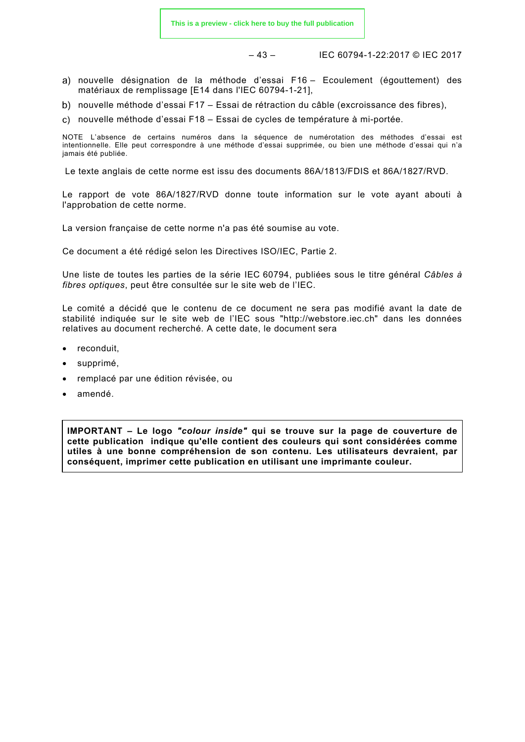a) nouvelle désignation de la méthode d'essai F16 – Ecoulement (égouttement) des matériaux de remplissage [E14 dans l'IEC 60794-1-21],
b) nouvelle méthode d'essai F17 – Essai de rétraction du câble (excroissance des fibres),
c) nouvelle méthode d'essai F18 – Essai de cycles de température à mi-portée.

NOTE L'absence de certains numéros dans la séquence de numérotation des méthodes d'essai est intentionnelle. Elle peut correspondre à une méthode d'essai supprimée, ou bien une méthode d'essai qui n'a jamais été publiée.

Le texte anglais de cette norme est issu des documents 86A/1813/FDIS et 86A/1827/RVD.

Le rapport de vote 86A/1827/RVD donne toute information sur le vote ayant abouti à l'approbation de cette norme.

La version française de cette norme n'a pas été soumise au vote.

Ce document a été rédigé selon les Directives ISO/IEC, Partie 2.

Une liste de toutes les parties de la série IEC 60794, publiées sous le titre général *Câbles à fibres optiques*, peut être consultée sur le site web de l'IEC.

Le comité a décidé que le contenu de ce document ne sera pas modifié avant la date de stabilité indiquée sur le site web de l'IEC sous "http://webstore.iec.ch" dans les données relatives au document recherché. A cette date, le document sera

- reconduit,
- supprimé,
- remplacé par une édition révisée, ou
- amendé.

**IMPORTANT – Le logo *"colour inside"* qui se trouve sur la page de couverture de cette publication indique qu'elle contient des couleurs qui sont considérées comme utiles à une bonne compréhension de son contenu. Les utilisateurs devraient, par conséquent, imprimer cette publication en utilisant une imprimante couleur.**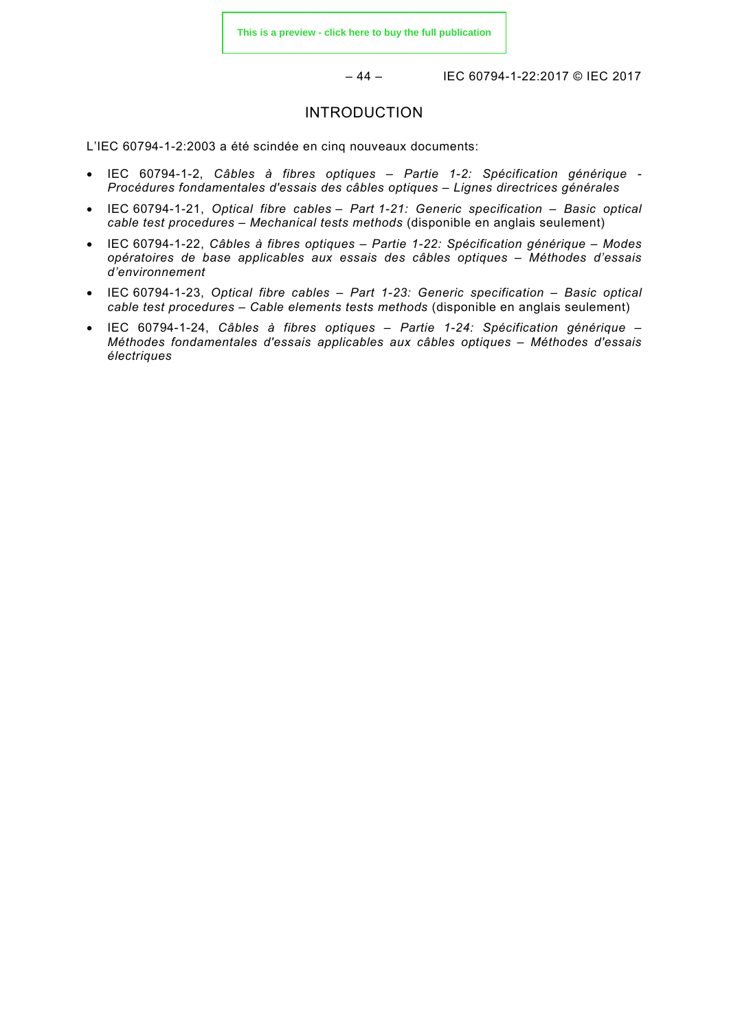# INTRODUCTION

L'IEC 60794-1-2:2003 a été scindée en cinq nouveaux documents:

- IEC 60794-1-2, *Câbles à fibres optiques – Partie 1-2: Spécification générique - Procédures fondamentales d'essais des câbles optiques – Lignes directrices générales*
- IEC 60794-1-21, *Optical fibre cables – Part 1-21: Generic specification – Basic optical cable test procedures – Mechanical tests methods* (disponible en anglais seulement)
- IEC 60794-1-22, *Câbles à fibres optiques – Partie 1-22: Spécification générique – Modes opératoires de base applicables aux essais des câbles optiques – Méthodes d'essais d'environnement*
- IEC 60794-1-23, *Optical fibre cables – Part 1-23: Generic specification – Basic optical cable test procedures – Cable elements tests methods* (disponible en anglais seulement)
- IEC 60794-1-24, *Câbles à fibres optiques – Partie 1-24: Spécification générique – Méthodes fondamentales d'essais applicables aux câbles optiques – Méthodes d'essais électriques*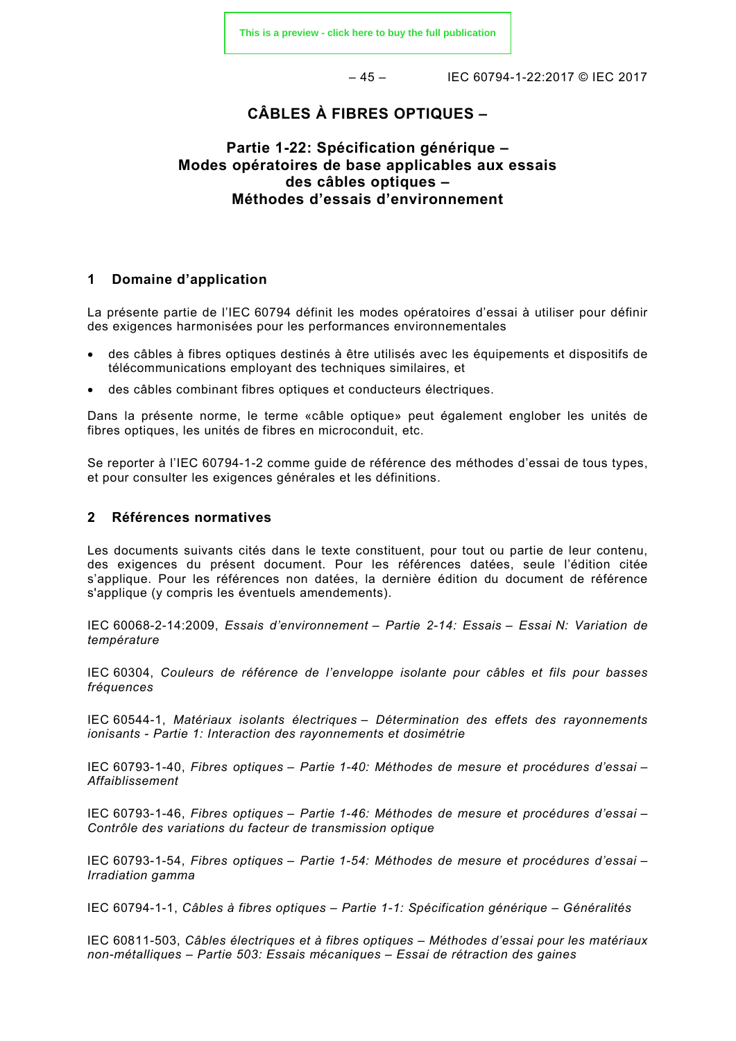# CÂBLES À FIBRES OPTIQUES –

## Partie 1-22: Spécification générique – Modes opératoires de base applicables aux essais des câbles optiques – Méthodes d'essais d'environnement

## 1 Domaine d'application

La présente partie de l'IEC 60794 définit les modes opératoires d'essai à utiliser pour définir des exigences harmonisées pour les performances environnementales

- des câbles à fibres optiques destinés à être utilisés avec les équipements et dispositifs de télécommunications employant des techniques similaires, et
- des câbles combinant fibres optiques et conducteurs électriques.

Dans la présente norme, le terme «câble optique» peut également englober les unités de fibres optiques, les unités de fibres en microconduit, etc.

Se reporter à l'IEC 60794-1-2 comme guide de référence des méthodes d'essai de tous types, et pour consulter les exigences générales et les définitions.

## 2 Références normatives

Les documents suivants cités dans le texte constituent, pour tout ou partie de leur contenu, des exigences du présent document. Pour les références datées, seule l'édition citée s'applique. Pour les références non datées, la dernière édition du document de référence s'applique (y compris les éventuels amendements).

IEC 60068-2-14:2009, *Essais d'environnement – Partie 2-14: Essais – Essai N: Variation de température*

IEC 60304, *Couleurs de référence de l'enveloppe isolante pour câbles et fils pour basses fréquences*

IEC 60544-1, *Matériaux isolants électriques – Détermination des effets des rayonnements ionisants - Partie 1: Interaction des rayonnements et dosimétrie*

IEC 60793-1-40, *Fibres optiques – Partie 1-40: Méthodes de mesure et procédures d'essai – Affaiblissement*

IEC 60793-1-46, *Fibres optiques – Partie 1-46: Méthodes de mesure et procédures d'essai – Contrôle des variations du facteur de transmission optique*

IEC 60793-1-54, *Fibres optiques – Partie 1-54: Méthodes de mesure et procédures d'essai – Irradiation gamma*

IEC 60794-1-1, *Câbles à fibres optiques – Partie 1-1: Spécification générique – Généralités*

IEC 60811-503, *Câbles électriques et à fibres optiques – Méthodes d'essai pour les matériaux non-métalliques – Partie 503: Essais mécaniques – Essai de rétraction des gaines*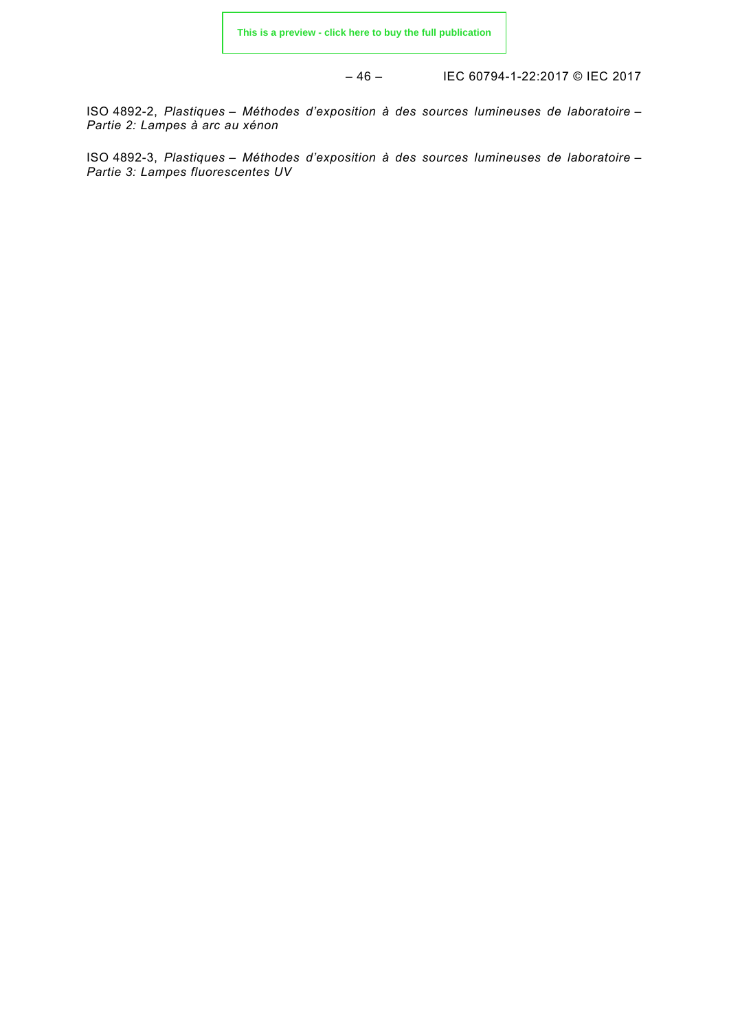ISO 4892-2, *Plastiques – Méthodes d'exposition à des sources lumineuses de laboratoire – Partie 2: Lampes à arc au xénon*

ISO 4892-3, *Plastiques – Méthodes d'exposition à des sources lumineuses de laboratoire – Partie 3: Lampes fluorescentes UV*